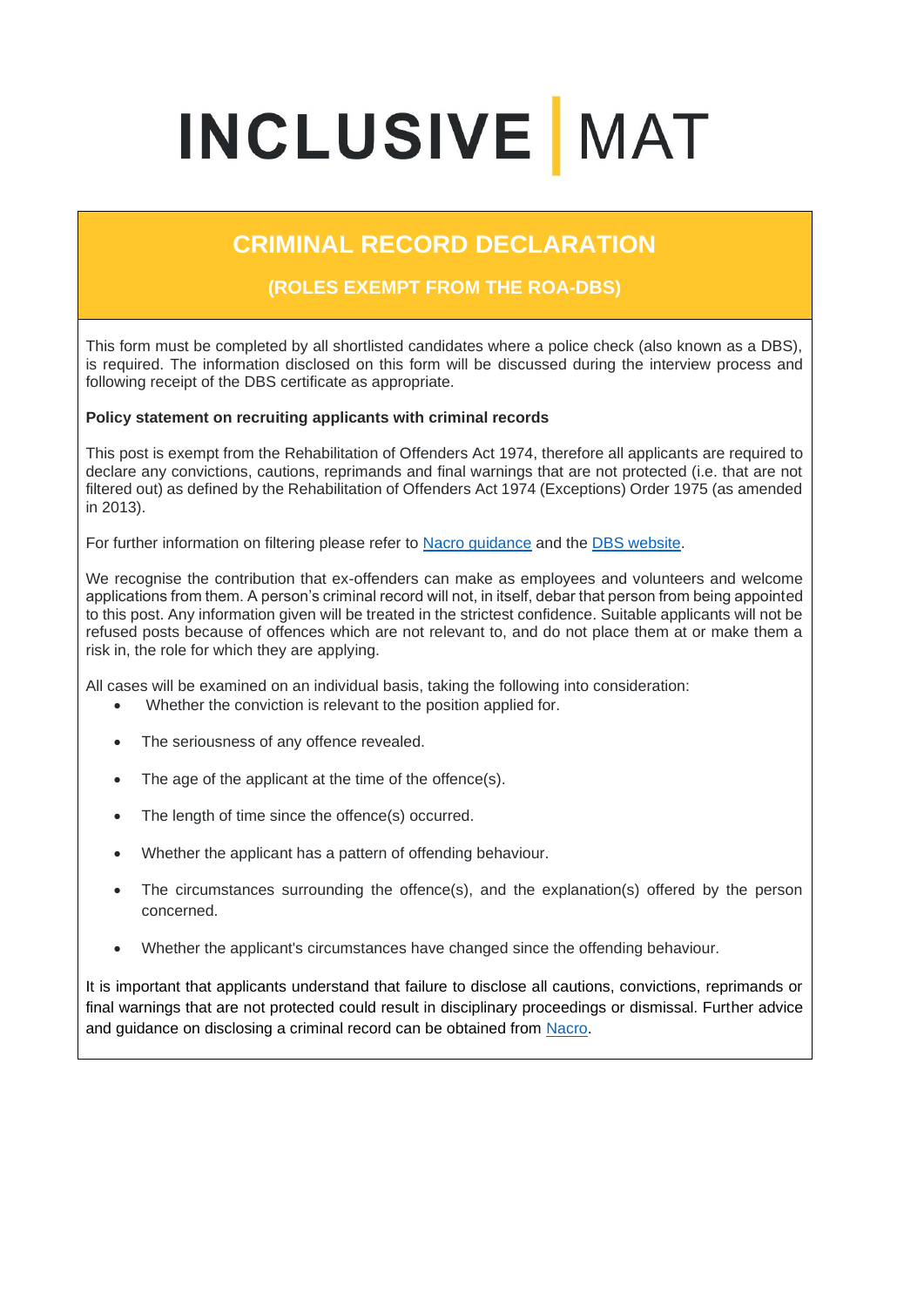# INCLUSIVE | MAT

## CRIMINAL RECORD DECLARATION

### (ROLES EXEMPT FROM THE ROA-DBS)

This form must be completed by all shortlisted candidates where a police check (also known as a DBS), is required. The information disclosed on this form will be discussed during the interview process and following receipt of the DBS certificate as appropriate.

**Policy statement on recruiting applicants with criminal records**

This post is exempt from the Rehabilitation of Offenders Act 1974, therefore all applicants are required to declare any convictions, cautions, reprimands and final warnings that are not protected (i.e. that are not filtered out) as defined by the Rehabilitation of Offenders Act 1974 (Exceptions) Order 1975 (as amended in 2013).

For further information on filtering please refer to Nacro guidance and the DBS website.

We recognise the contribution that ex-offenders can make as employees and volunteers and welcome applications from them. A person's criminal record will not, in itself, debar that person from being appointed to this post. Any information given will be treated in the strictest confidence. Suitable applicants will not be refused posts because of offences which are not relevant to, and do not place them at or make them a risk in, the role for which they are applying.

All cases will be examined on an individual basis, taking the following into consideration:

- Whether the conviction is relevant to the position applied for.
- The seriousness of any offence revealed.
- The age of the applicant at the time of the offence(s).
- The length of time since the offence(s) occurred.
- Whether the applicant has a pattern of offending behaviour.
- The circumstances surrounding the offence(s), and the explanation(s) offered by the person concerned.
- Whether the applicant's circumstances have changed since the offending behaviour.

It is important that applicants understand that failure to disclose all cautions, convictions, reprimands or final warnings that are not protected could result in disciplinary proceedings or dismissal. Further advice and guidance on disclosing a criminal record can be obtained from Nacro.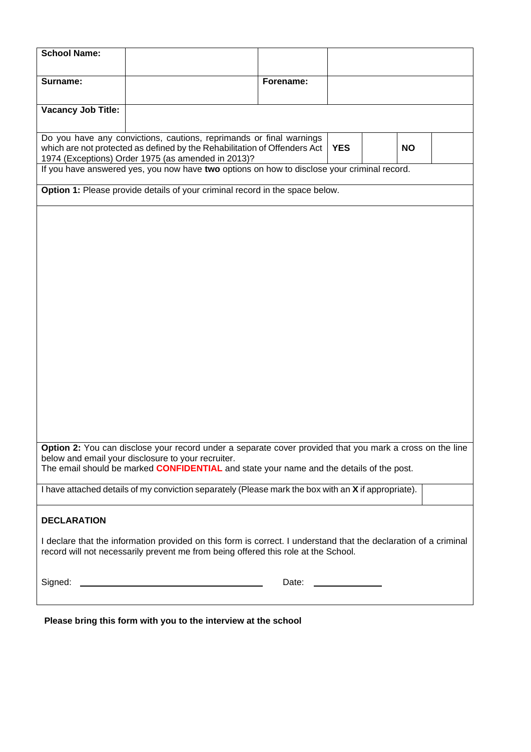| | | | | | |
|---|---|---|---|---|---|
| **School Name:** | | | | | |
| **Surname:** | | **Forename:** | | | |
| **Vacancy Job Title:** | | | | | |
| Do you have any convictions, cautions, reprimands or final warnings which are not protected as defined by the Rehabilitation of Offenders Act 1974 (Exceptions) Order 1975 (as amended in 2013)? | | | **YES** | | **NO** |

If you have answered yes, you now have **two** options on how to disclose your criminal record.

**Option 1:** Please provide details of your criminal record in the space below.

**Option 2:** You can disclose your record under a separate cover provided that you mark a cross on the line below and email your disclosure to your recruiter.
The email should be marked **CONFIDENTIAL** and state your name and the details of the post.

| | |
|---|---|
| I have attached details of my conviction separately (Please mark the box with an **X** if appropriate). | |

**DECLARATION**

I declare that the information provided on this form is correct. I understand that the declaration of a criminal record will not necessarily prevent me from being offered this role at the School.

Signed: ________________________ Date: ____________

**Please bring this form with you to the interview at the school**